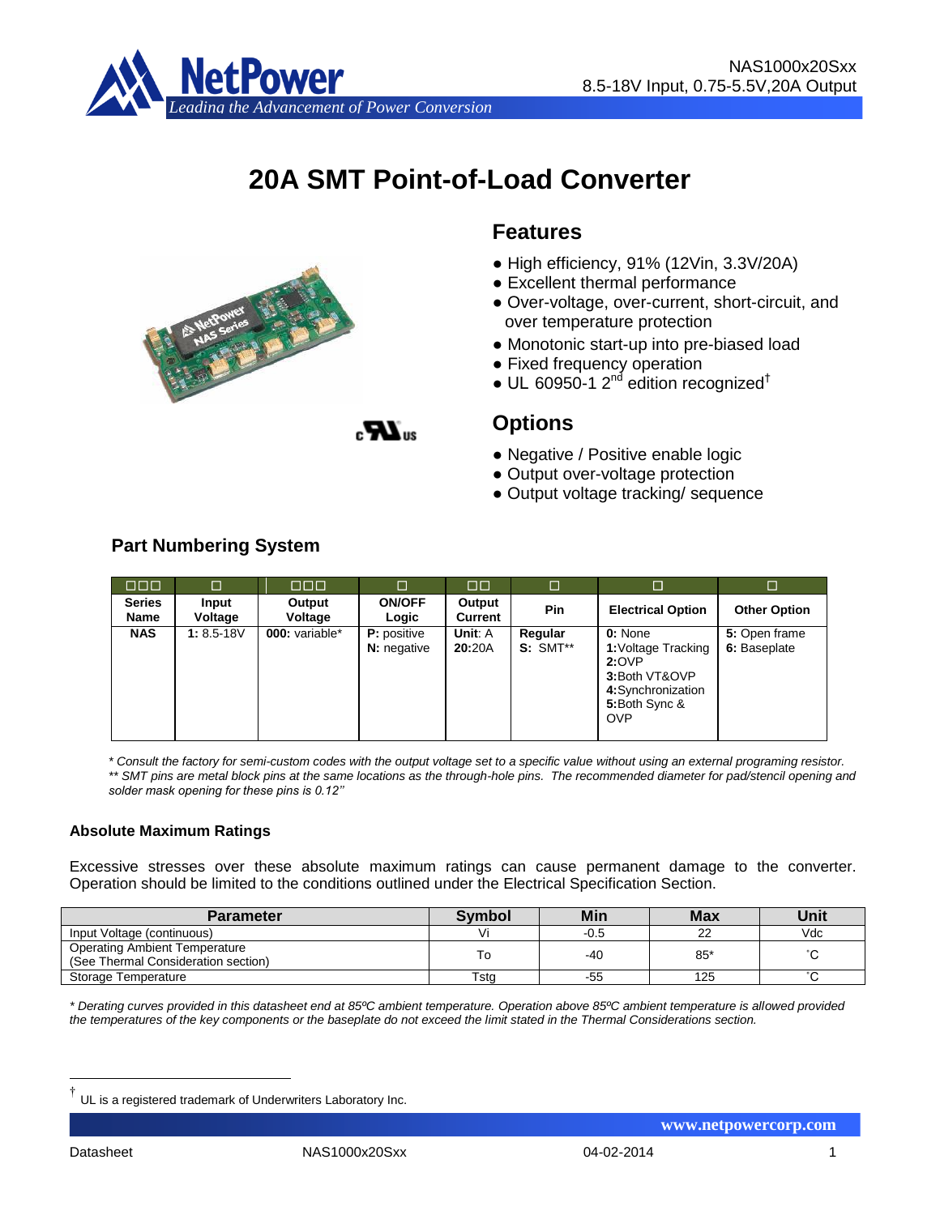# 20A SMT Point-of-Load Converter

## Features

- High efficiency, 91% (12Vin, 3.3V/20A)
- Excellent thermal performance
- Over-voltage, over-current, short-circuit, and over temperature protection
- Monotonic start-up into pre-biased load
- Fixed frequency operation
- UL 60950-1 2nd edition recognized†

## Options

- Negative / Positive enable logic
- Output over-voltage protection
- Output voltage tracking/ sequence

## Part Numbering System

| □□□ | □ | □□□ | □ | □□ | □ | □ | □ |
|---|---|---|---|---|---|---|---|
| **Series Name** | **Input Voltage** | **Output Voltage** | **ON/OFF Logic** | **Output Current** | **Pin** | **Electrical Option** | **Other Option** |
| **NAS** | **1:** 8.5-18V | **000:** variable* | **P:** positive<br>**N:** negative | **Unit**: A<br>**20:**20A | **Regular**<br>**S:** SMT** | **0:** None<br>**1:**Voltage Tracking<br>**2:**OVP<br>**3:**Both VT&OVP<br>**4:**Synchronization<br>**5:**Both Sync & OVP | **5:** Open frame<br>**6:** Baseplate |

*\* Consult the factory for semi-custom codes with the output voltage set to a specific value without using an external programing resistor.*
*\*\* SMT pins are metal block pins at the same locations as the through-hole pins. The recommended diameter for pad/stencil opening and solder mask opening for these pins is 0.12''*

### Absolute Maximum Ratings

Excessive stresses over these absolute maximum ratings can cause permanent damage to the converter. Operation should be limited to the conditions outlined under the Electrical Specification Section.

| Parameter | Symbol | Min | Max | Unit |
|---|---|---|---|---|
| Input Voltage (continuous) | Vi | -0.5 | 22 | Vdc |
| Operating Ambient Temperature (See Thermal Consideration section) | To | -40 | 85* | ˚C |
| Storage Temperature | Tstg | -55 | 125 | ˚C |

*\* Derating curves provided in this datasheet end at 85ºC ambient temperature. Operation above 85ºC ambient temperature is allowed provided the temperatures of the key components or the baseplate do not exceed the limit stated in the Thermal Considerations section.*

† UL is a registered trademark of Underwriters Laboratory Inc.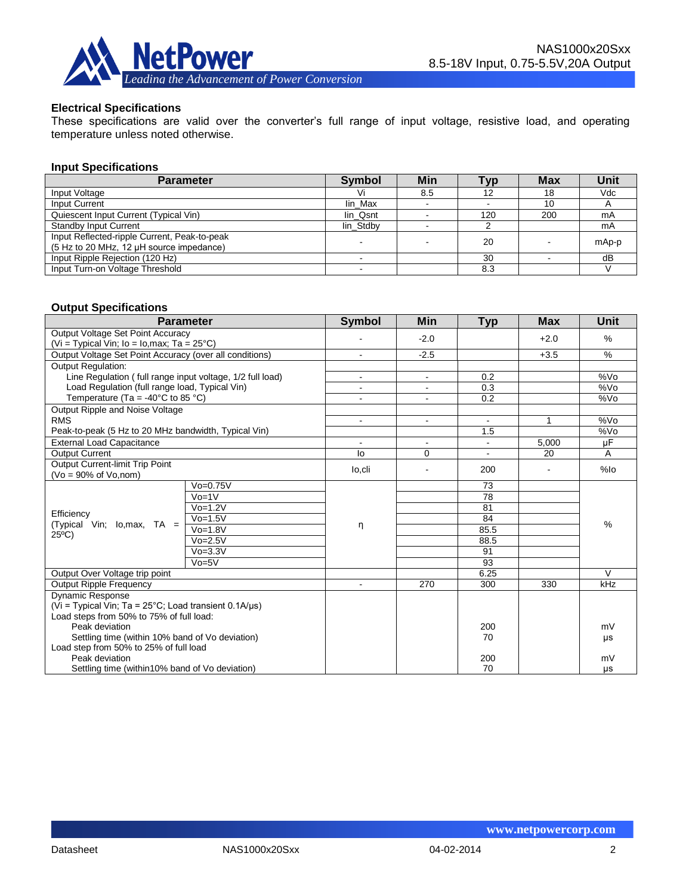## Electrical Specifications

These specifications are valid over the converter's full range of input voltage, resistive load, and operating temperature unless noted otherwise.

### Input Specifications

| Parameter | Symbol | Min | Typ | Max | Unit |
|---|---|---|---|---|---|
| Input Voltage | Vi | 8.5 | 12 | 18 | Vdc |
| Input Current | Iin_Max | - | - | 10 | A |
| Quiescent Input Current (Typical Vin) | Iin_Qsnt | - | 120 | 200 | mA |
| Standby Input Current | Iin_Stdby | - | 2 | | mA |
| Input Reflected-ripple Current, Peak-to-peak (5 Hz to 20 MHz, 12 μH source impedance) | - | - | 20 | - | mAp-p |
| Input Ripple Rejection (120 Hz) | - | | 30 | - | dB |
| Input Turn-on Voltage Threshold | - | | 8.3 | | V |

### Output Specifications

| Parameter | | Symbol | Min | Typ | Max | Unit |
|---|---|---|---|---|---|---|
| Output Voltage Set Point Accuracy (Vi = Typical Vin; Io = Io,max; Ta = 25°C) | | - | -2.0 | | +2.0 | % |
| Output Voltage Set Point Accuracy (over all conditions) | | - | -2.5 | | +3.5 | % |
| Output Regulation: | | | | | | |
| Line Regulation ( full range input voltage, 1/2 full load) | | - | - | 0.2 | | %Vo |
| Load Regulation (full range load, Typical Vin) | | - | - | 0.3 | | %Vo |
| Temperature (Ta = -40°C to 85 °C) | | - | - | 0.2 | | %Vo |
| Output Ripple and Noise Voltage | | | | | | |
| RMS | | - | - | - | 1 | %Vo |
| Peak-to-peak (5 Hz to 20 MHz bandwidth, Typical Vin) | | | | 1.5 | | %Vo |
| External Load Capacitance | | - | - | - | 5,000 | μF |
| Output Current | | Io | 0 | - | 20 | A |
| Output Current-limit Trip Point (Vo = 90% of Vo,nom) | | Io,cli | - | 200 | - | %Io |
| Efficiency (Typical Vin; Io,max, TA = 25ºC) | Vo=0.75V | η | | 73 | | % |
| | Vo=1V | | | 78 | | |
| | Vo=1.2V | | | 81 | | |
| | Vo=1.5V | | | 84 | | |
| | Vo=1.8V | | | 85.5 | | |
| | Vo=2.5V | | | 88.5 | | |
| | Vo=3.3V | | | 91 | | |
| | Vo=5V | | | 93 | | |
| Output Over Voltage trip point | | | | 6.25 | | V |
| Output Ripple Frequency | | - | 270 | 300 | 330 | kHz |
| Dynamic Response (Vi = Typical Vin; Ta = 25°C; Load transient 0.1A/μs) | | | | | | |
| Load steps from 50% to 75% of full load: | | | | | | |
| Peak deviation | | | | 200 | | mV |
| Settling time (within 10% band of Vo deviation) | | | | 70 | | μs |
| Load step from 50% to 25% of full load | | | | | | |
| Peak deviation | | | | 200 | | mV |
| Settling time (within10% band of Vo deviation) | | | | 70 | | μs |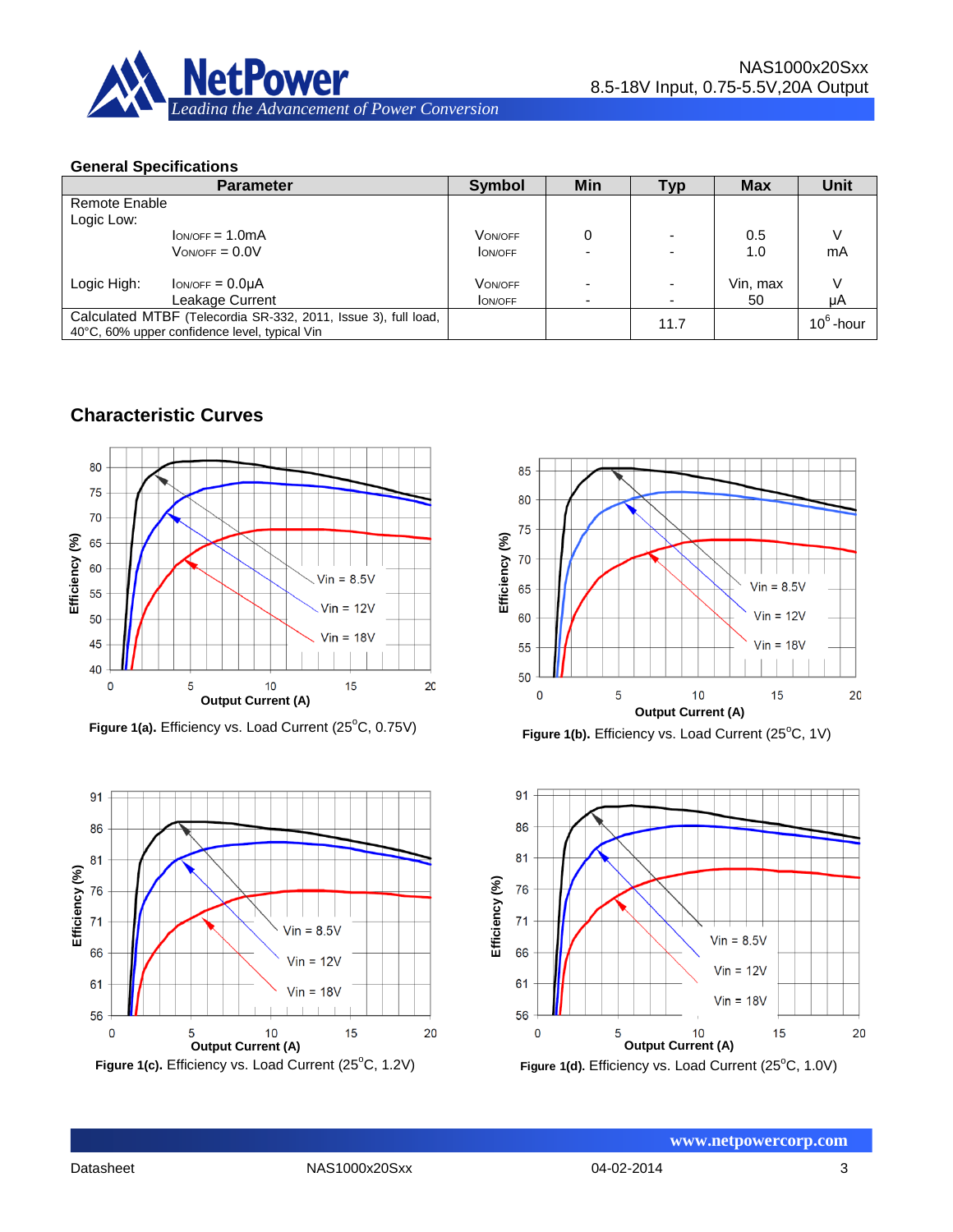## General Specifications

| Parameter | Symbol | Min | Typ | Max | Unit |
|---|---|---|---|---|---|
| Remote Enable | | | | | |
| Logic Low: | | | | | |
| $I_{ON/OFF}$ = 1.0mA | $V_{ON/OFF}$ | 0 | - | 0.5 | V |
| $V_{ON/OFF}$ = 0.0V | $I_{ON/OFF}$ | - | - | 1.0 | mA |
| Logic High: $I_{ON/OFF}$ = 0.0μA | $V_{ON/OFF}$ | - | - | Vin, max | V |
| Leakage Current | $I_{ON/OFF}$ | - | - | 50 | μA |
| Calculated MTBF (Telecordia SR-332, 2011, Issue 3), full load, 40°C, 60% upper confidence level, typical Vin | | | 11.7 | | $10^6$-hour |

## Characteristic Curves

**Figure 1(a).** Efficiency vs. Load Current (25°C, 0.75V)

**Figure 1(b).** Efficiency vs. Load Current (25°C, 1V)

**Figure 1(c).** Efficiency vs. Load Current (25°C, 1.2V)

**Figure 1(d).** Efficiency vs. Load Current (25°C, 1.0V)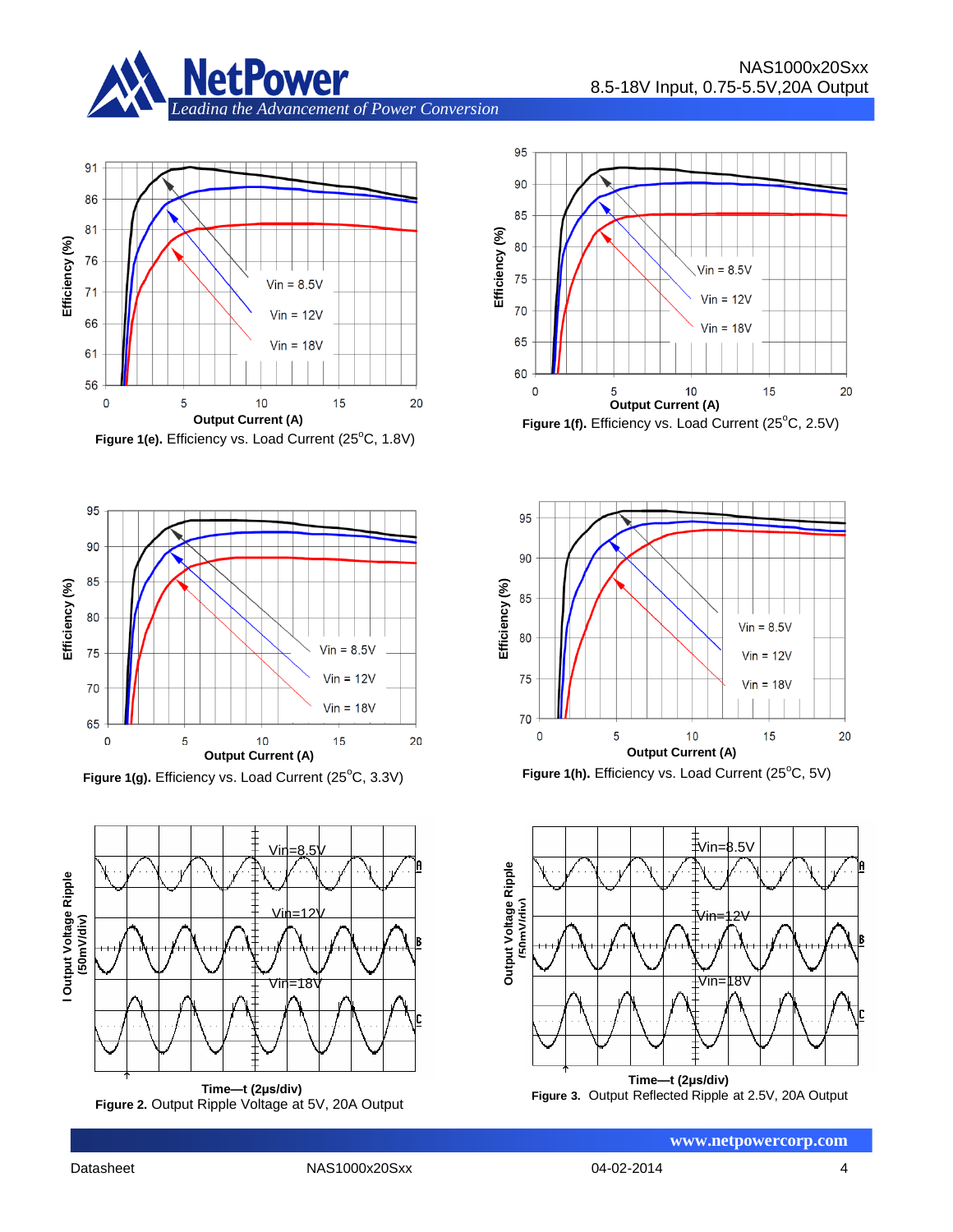Figure 1(e). Efficiency vs. Load Current (25°C, 1.8V)

Figure 1(f). Efficiency vs. Load Current (25°C, 2.5V)

Figure 1(g). Efficiency vs. Load Current (25°C, 3.3V)

Figure 1(h). Efficiency vs. Load Current (25°C, 5V)

Figure 2. Output Ripple Voltage at 5V, 20A Output

Figure 3. Output Reflected Ripple at 2.5V, 20A Output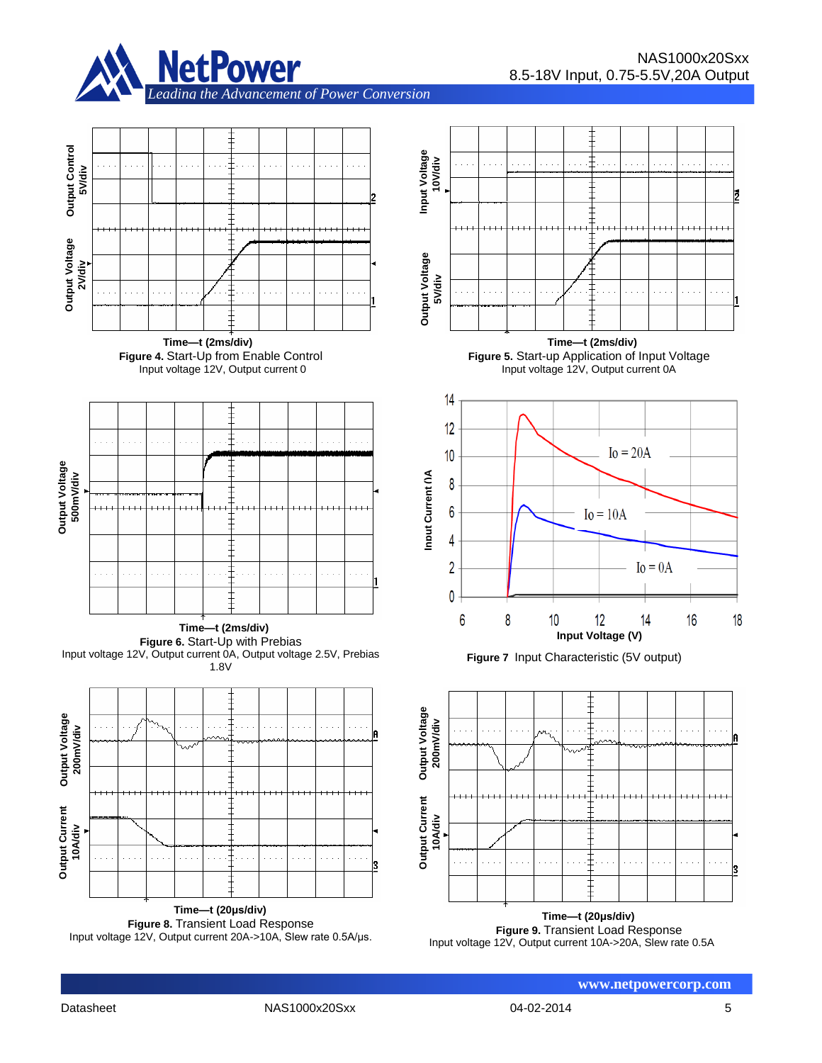Time—t (2ms/div)

**Figure 4.** Start-Up from Enable Control
Input voltage 12V, Output current 0

Time—t (2ms/div)

**Figure 5.** Start-up Application of Input Voltage
Input voltage 12V, Output current 0A

Time—t (2ms/div)

**Figure 6.** Start-Up with Prebias
Input voltage 12V, Output current 0A, Output voltage 2.5V, Prebias 1.8V

**Figure 7** Input Characteristic (5V output)

Time—t (20μs/div)

**Figure 8.** Transient Load Response
Input voltage 12V, Output current 20A->10A, Slew rate 0.5A/μs.

Time—t (20μs/div)

**Figure 9.** Transient Load Response
Input voltage 12V, Output current 10A->20A, Slew rate 0.5A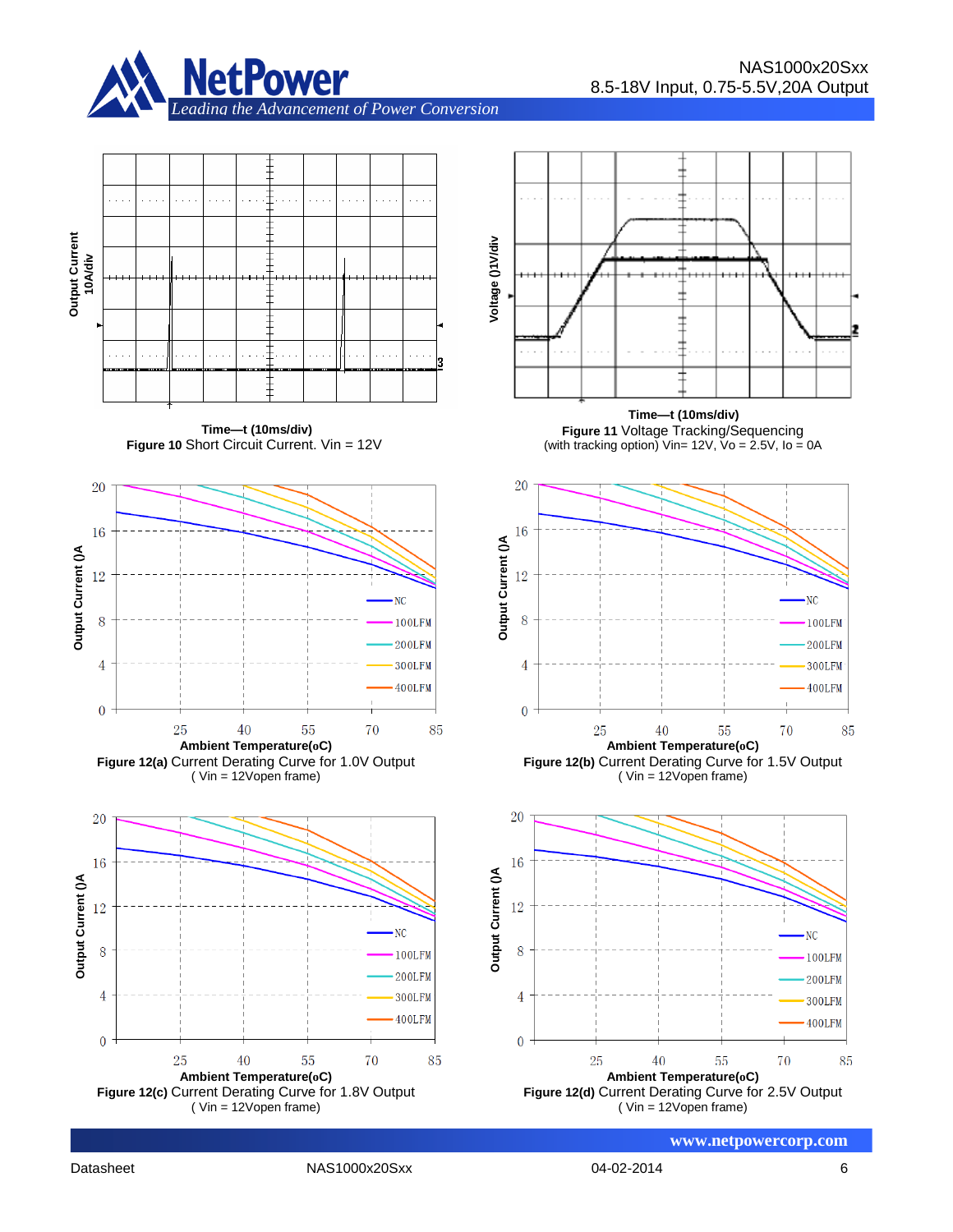Time—t (10ms/div)

**Figure 10** Short Circuit Current. Vin = 12V

Time—t (10ms/div)

**Figure 11** Voltage Tracking/Sequencing

(with tracking option) Vin= 12V, Vo = 2.5V, Io = 0A

Ambient Temperature(oC)

**Figure 12(a)** Current Derating Curve for 1.0V Output

( Vin = 12Vopen frame)

Ambient Temperature(oC)

**Figure 12(b)** Current Derating Curve for 1.5V Output

( Vin = 12Vopen frame)

Ambient Temperature(oC)

**Figure 12(c)** Current Derating Curve for 1.8V Output

( Vin = 12Vopen frame)

Ambient Temperature(oC)

**Figure 12(d)** Current Derating Curve for 2.5V Output

( Vin = 12Vopen frame)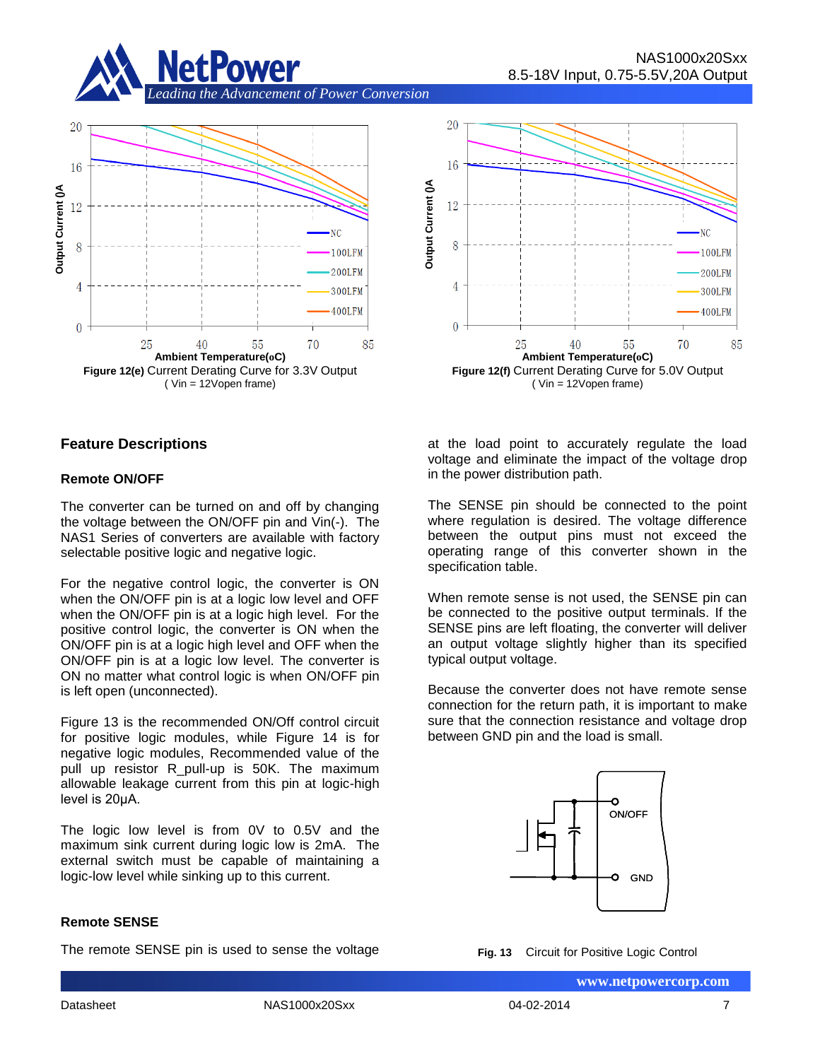**Figure 12(e)** Current Derating Curve for 3.3V Output
( Vin = 12Vopen frame)

**Figure 12(f)** Current Derating Curve for 5.0V Output
( Vin = 12Vopen frame)

## Feature Descriptions

### Remote ON/OFF

The converter can be turned on and off by changing the voltage between the ON/OFF pin and Vin(-). The NAS1 Series of converters are available with factory selectable positive logic and negative logic.

For the negative control logic, the converter is ON when the ON/OFF pin is at a logic low level and OFF when the ON/OFF pin is at a logic high level. For the positive control logic, the converter is ON when the ON/OFF pin is at a logic high level and OFF when the ON/OFF pin is at a logic low level. The converter is ON no matter what control logic is when ON/OFF pin is left open (unconnected).

Figure 13 is the recommended ON/Off control circuit for positive logic modules, while Figure 14 is for negative logic modules, Recommended value of the pull up resistor R_pull-up is 50K. The maximum allowable leakage current from this pin at logic-high level is 20μA.

The logic low level is from 0V to 0.5V and the maximum sink current during logic low is 2mA. The external switch must be capable of maintaining a logic-low level while sinking up to this current.

### Remote SENSE

The remote SENSE pin is used to sense the voltage at the load point to accurately regulate the load voltage and eliminate the impact of the voltage drop in the power distribution path.

The SENSE pin should be connected to the point where regulation is desired. The voltage difference between the output pins must not exceed the operating range of this converter shown in the specification table.

When remote sense is not used, the SENSE pin can be connected to the positive output terminals. If the SENSE pins are left floating, the converter will deliver an output voltage slightly higher than its specified typical output voltage.

Because the converter does not have remote sense connection for the return path, it is important to make sure that the connection resistance and voltage drop between GND pin and the load is small.

**Fig. 13** Circuit for Positive Logic Control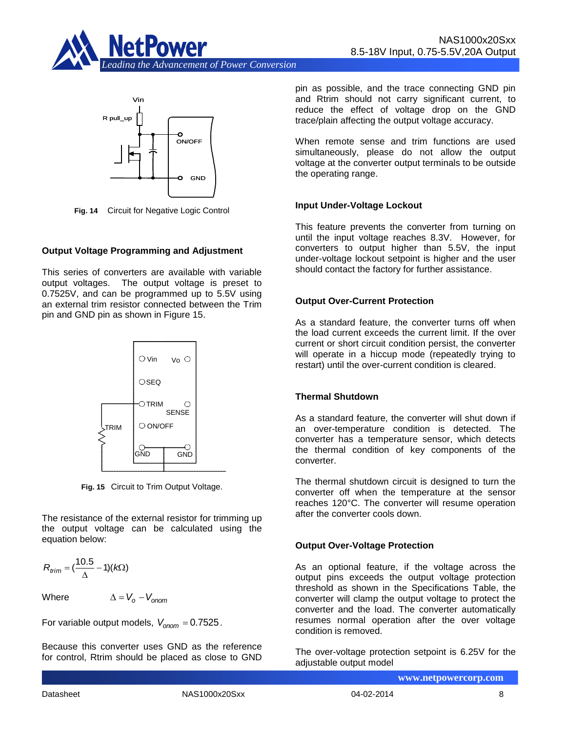Fig. 14 Circuit for Negative Logic Control

### Output Voltage Programming and Adjustment

This series of converters are available with variable output voltages. The output voltage is preset to 0.7525V, and can be programmed up to 5.5V using an external trim resistor connected between the Trim pin and GND pin as shown in Figure 15.

Fig. 15 Circuit to Trim Output Voltage.

The resistance of the external resistor for trimming up the output voltage can be calculated using the equation below:

$$R_{trim} = (\frac{10.5}{\Delta} - 1)(k\Omega)$$

Where $\Delta = V_o - V_{onom}$

For variable output models, $V_{onom} = 0.7525$.

Because this converter uses GND as the reference for control, Rtrim should be placed as close to GND pin as possible, and the trace connecting GND pin and Rtrim should not carry significant current, to reduce the effect of voltage drop on the GND trace/plain affecting the output voltage accuracy.

When remote sense and trim functions are used simultaneously, please do not allow the output voltage at the converter output terminals to be outside the operating range.

### Input Under-Voltage Lockout

This feature prevents the converter from turning on until the input voltage reaches 8.3V. However, for converters to output higher than 5.5V, the input under-voltage lockout setpoint is higher and the user should contact the factory for further assistance.

### Output Over-Current Protection

As a standard feature, the converter turns off when the load current exceeds the current limit. If the over current or short circuit condition persist, the converter will operate in a hiccup mode (repeatedly trying to restart) until the over-current condition is cleared.

### Thermal Shutdown

As a standard feature, the converter will shut down if an over-temperature condition is detected. The converter has a temperature sensor, which detects the thermal condition of key components of the converter.

The thermal shutdown circuit is designed to turn the converter off when the temperature at the sensor reaches 120°C. The converter will resume operation after the converter cools down.

### Output Over-Voltage Protection

As an optional feature, if the voltage across the output pins exceeds the output voltage protection threshold as shown in the Specifications Table, the converter will clamp the output voltage to protect the converter and the load. The converter automatically resumes normal operation after the over voltage condition is removed.

The over-voltage protection setpoint is 6.25V for the adjustable output model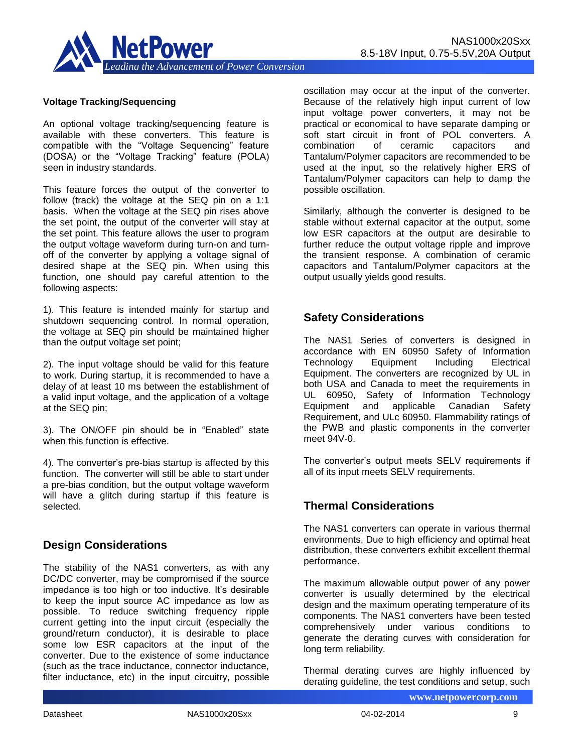**Voltage Tracking/Sequencing**

An optional voltage tracking/sequencing feature is available with these converters. This feature is compatible with the "Voltage Sequencing" feature (DOSA) or the "Voltage Tracking" feature (POLA) seen in industry standards.

This feature forces the output of the converter to follow (track) the voltage at the SEQ pin on a 1:1 basis. When the voltage at the SEQ pin rises above the set point, the output of the converter will stay at the set point. This feature allows the user to program the output voltage waveform during turn-on and turn-off of the converter by applying a voltage signal of desired shape at the SEQ pin. When using this function, one should pay careful attention to the following aspects:

1). This feature is intended mainly for startup and shutdown sequencing control. In normal operation, the voltage at SEQ pin should be maintained higher than the output voltage set point;

2). The input voltage should be valid for this feature to work. During startup, it is recommended to have a delay of at least 10 ms between the establishment of a valid input voltage, and the application of a voltage at the SEQ pin;

3). The ON/OFF pin should be in "Enabled" state when this function is effective.

4). The converter's pre-bias startup is affected by this function. The converter will still be able to start under a pre-bias condition, but the output voltage waveform will have a glitch during startup if this feature is selected.

## Design Considerations

The stability of the NAS1 converters, as with any DC/DC converter, may be compromised if the source impedance is too high or too inductive. It's desirable to keep the input source AC impedance as low as possible. To reduce switching frequency ripple current getting into the input circuit (especially the ground/return conductor), it is desirable to place some low ESR capacitors at the input of the converter. Due to the existence of some inductance (such as the trace inductance, connector inductance, filter inductance, etc) in the input circuitry, possible oscillation may occur at the input of the converter. Because of the relatively high input current of low input voltage power converters, it may not be practical or economical to have separate damping or soft start circuit in front of POL converters. A combination of ceramic capacitors and Tantalum/Polymer capacitors are recommended to be used at the input, so the relatively higher ERS of Tantalum/Polymer capacitors can help to damp the possible oscillation.

Similarly, although the converter is designed to be stable without external capacitor at the output, some low ESR capacitors at the output are desirable to further reduce the output voltage ripple and improve the transient response. A combination of ceramic capacitors and Tantalum/Polymer capacitors at the output usually yields good results.

## Safety Considerations

The NAS1 Series of converters is designed in accordance with EN 60950 Safety of Information Technology Equipment Including Electrical Equipment. The converters are recognized by UL in both USA and Canada to meet the requirements in UL 60950, Safety of Information Technology Equipment and applicable Canadian Safety Requirement, and ULc 60950. Flammability ratings of the PWB and plastic components in the converter meet 94V-0.

The converter's output meets SELV requirements if all of its input meets SELV requirements.

## Thermal Considerations

The NAS1 converters can operate in various thermal environments. Due to high efficiency and optimal heat distribution, these converters exhibit excellent thermal performance.

The maximum allowable output power of any power converter is usually determined by the electrical design and the maximum operating temperature of its components. The NAS1 converters have been tested comprehensively under various conditions to generate the derating curves with consideration for long term reliability.

Thermal derating curves are highly influenced by derating guideline, the test conditions and setup, such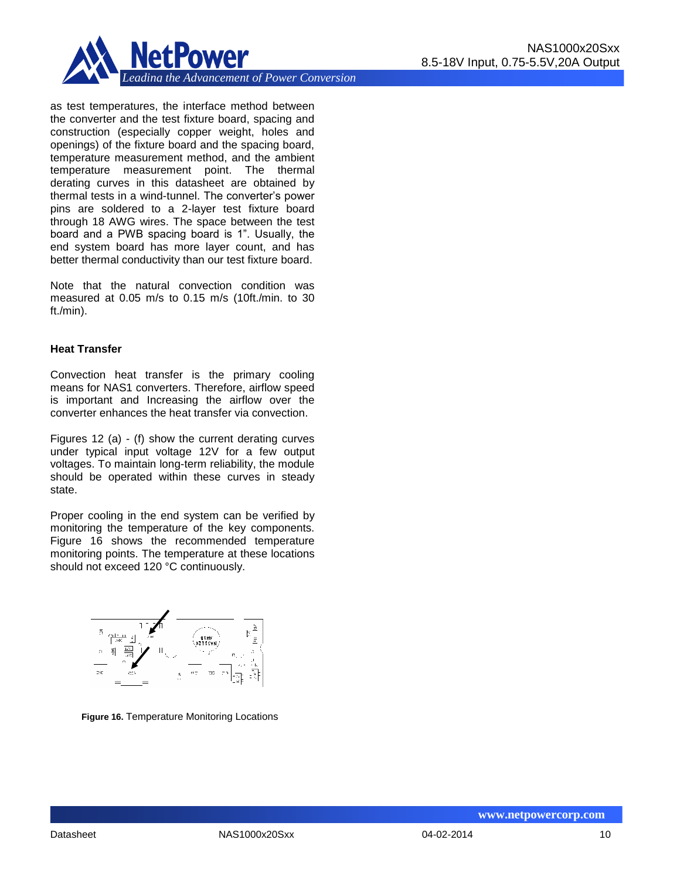as test temperatures, the interface method between the converter and the test fixture board, spacing and construction (especially copper weight, holes and openings) of the fixture board and the spacing board, temperature measurement method, and the ambient temperature measurement point. The thermal derating curves in this datasheet are obtained by thermal tests in a wind-tunnel. The converter's power pins are soldered to a 2-layer test fixture board through 18 AWG wires. The space between the test board and a PWB spacing board is 1". Usually, the end system board has more layer count, and has better thermal conductivity than our test fixture board.

Note that the natural convection condition was measured at 0.05 m/s to 0.15 m/s (10ft./min. to 30 ft./min).

### Heat Transfer

Convection heat transfer is the primary cooling means for NAS1 converters. Therefore, airflow speed is important and Increasing the airflow over the converter enhances the heat transfer via convection.

Figures 12 (a) - (f) show the current derating curves under typical input voltage 12V for a few output voltages. To maintain long-term reliability, the module should be operated within these curves in steady state.

Proper cooling in the end system can be verified by monitoring the temperature of the key components. Figure 16 shows the recommended temperature monitoring points. The temperature at these locations should not exceed 120 °C continuously.

**Figure 16.** Temperature Monitoring Locations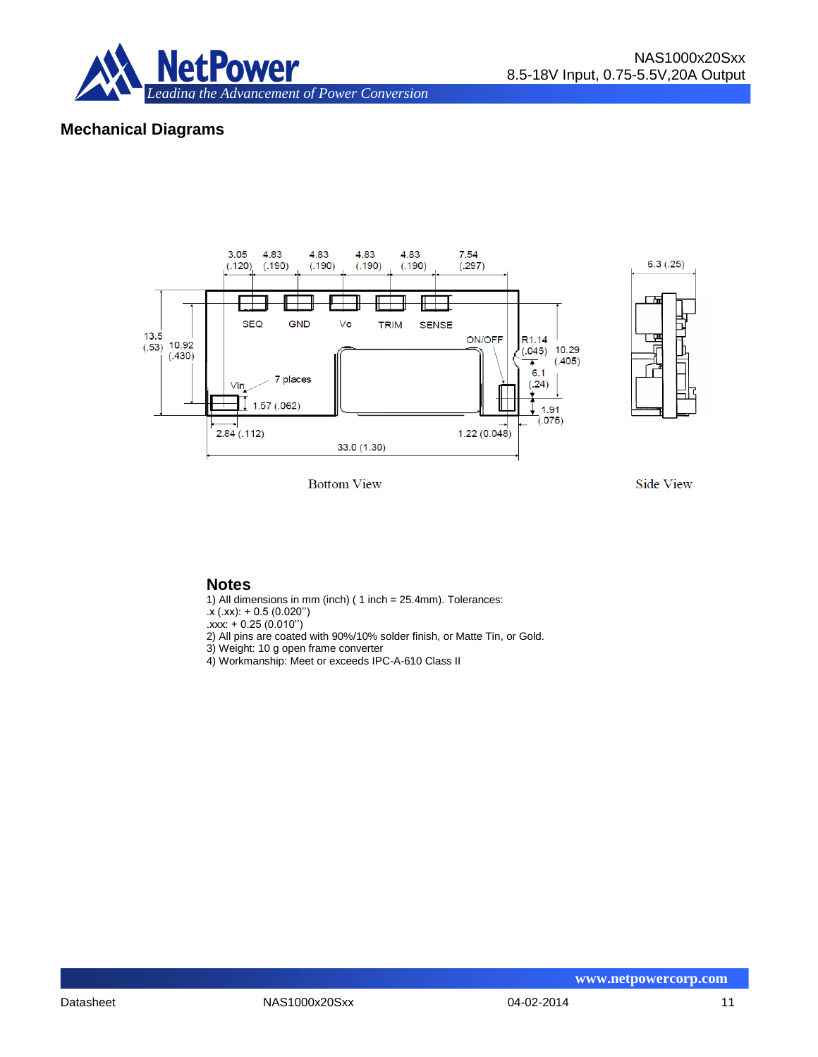## Mechanical Diagrams

3.05 (.120) 4.83 (.190) 4.83 (.190) 4.83 (.190) 4.83 (.190) 7.54 (.297)

SEQ GND Vo TRIM SENSE

ON/OFF

13.5 (.53) 10.92 (.430)

R1.14 (.045) 10.29 (.405)

6.1 (.24)

Vin 7 places

1.57 (.062)

1.91 (.075)

2.84 (.112) 1.22 (0.048)

33.0 (1.30)

6.3 (.25)

Bottom View

Side View

## Notes

1) All dimensions in mm (inch) ( 1 inch = 25.4mm). Tolerances:
.x (.xx): + 0.5 (0.020'')
.xxx: + 0.25 (0.010'')
2) All pins are coated with 90%/10% solder finish, or Matte Tin, or Gold.
3) Weight: 10 g open frame converter
4) Workmanship: Meet or exceeds IPC-A-610 Class II